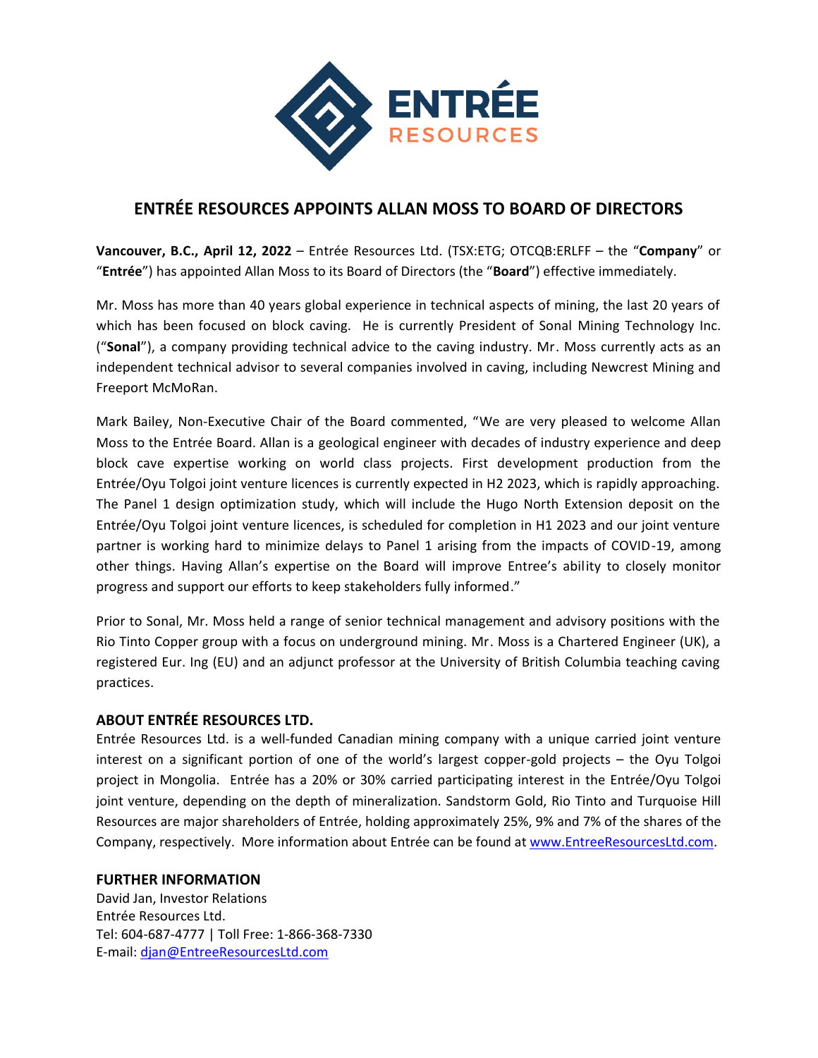# ENTRÉE RESOURCES APPOINTS ALLAN MOSS TO BOARD OF DIRECTORS

**Vancouver, B.C., April 12, 2022** – Entrée Resources Ltd. (TSX:ETG; OTCQB:ERLFF – the "**Company**" or "**Entrée**") has appointed Allan Moss to its Board of Directors (the "**Board**") effective immediately.

Mr. Moss has more than 40 years global experience in technical aspects of mining, the last 20 years of which has been focused on block caving. He is currently President of Sonal Mining Technology Inc. ("**Sonal**"), a company providing technical advice to the caving industry. Mr. Moss currently acts as an independent technical advisor to several companies involved in caving, including Newcrest Mining and Freeport McMoRan.

Mark Bailey, Non-Executive Chair of the Board commented, "We are very pleased to welcome Allan Moss to the Entrée Board. Allan is a geological engineer with decades of industry experience and deep block cave expertise working on world class projects. First development production from the Entrée/Oyu Tolgoi joint venture licences is currently expected in H2 2023, which is rapidly approaching. The Panel 1 design optimization study, which will include the Hugo North Extension deposit on the Entrée/Oyu Tolgoi joint venture licences, is scheduled for completion in H1 2023 and our joint venture partner is working hard to minimize delays to Panel 1 arising from the impacts of COVID-19, among other things. Having Allan's expertise on the Board will improve Entree's ability to closely monitor progress and support our efforts to keep stakeholders fully informed."

Prior to Sonal, Mr. Moss held a range of senior technical management and advisory positions with the Rio Tinto Copper group with a focus on underground mining. Mr. Moss is a Chartered Engineer (UK), a registered Eur. Ing (EU) and an adjunct professor at the University of British Columbia teaching caving practices.

## ABOUT ENTRÉE RESOURCES LTD.

Entrée Resources Ltd. is a well-funded Canadian mining company with a unique carried joint venture interest on a significant portion of one of the world's largest copper-gold projects – the Oyu Tolgoi project in Mongolia. Entrée has a 20% or 30% carried participating interest in the Entrée/Oyu Tolgoi joint venture, depending on the depth of mineralization. Sandstorm Gold, Rio Tinto and Turquoise Hill Resources are major shareholders of Entrée, holding approximately 25%, 9% and 7% of the shares of the Company, respectively. More information about Entrée can be found at www.EntreeResourcesLtd.com.

## FURTHER INFORMATION

David Jan, Investor Relations
Entrée Resources Ltd.
Tel: 604-687-4777 | Toll Free: 1-866-368-7330
E-mail: djan@EntreeResourcesLtd.com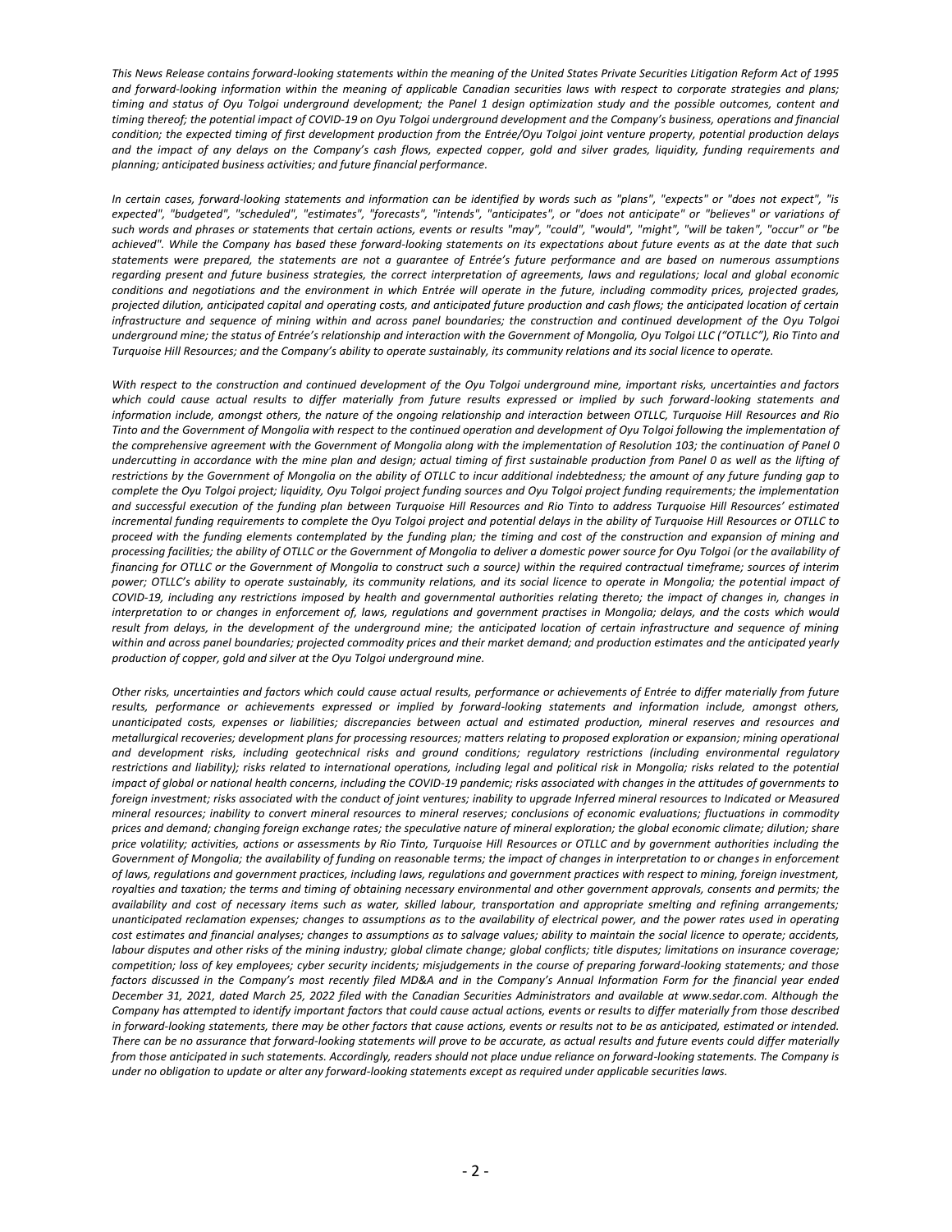*This News Release contains forward-looking statements within the meaning of the United States Private Securities Litigation Reform Act of 1995 and forward-looking information within the meaning of applicable Canadian securities laws with respect to corporate strategies and plans; timing and status of Oyu Tolgoi underground development; the Panel 1 design optimization study and the possible outcomes, content and timing thereof; the potential impact of COVID-19 on Oyu Tolgoi underground development and the Company's business, operations and financial condition; the expected timing of first development production from the Entrée/Oyu Tolgoi joint venture property, potential production delays and the impact of any delays on the Company's cash flows, expected copper, gold and silver grades, liquidity, funding requirements and planning; anticipated business activities; and future financial performance.*

*In certain cases, forward-looking statements and information can be identified by words such as "plans", "expects" or "does not expect", "is expected", "budgeted", "scheduled", "estimates", "forecasts", "intends", "anticipates", or "does not anticipate" or "believes" or variations of such words and phrases or statements that certain actions, events or results "may", "could", "would", "might", "will be taken", "occur" or "be achieved". While the Company has based these forward-looking statements on its expectations about future events as at the date that such statements were prepared, the statements are not a guarantee of Entrée's future performance and are based on numerous assumptions regarding present and future business strategies, the correct interpretation of agreements, laws and regulations; local and global economic conditions and negotiations and the environment in which Entrée will operate in the future, including commodity prices, projected grades, projected dilution, anticipated capital and operating costs, and anticipated future production and cash flows; the anticipated location of certain infrastructure and sequence of mining within and across panel boundaries; the construction and continued development of the Oyu Tolgoi underground mine; the status of Entrée's relationship and interaction with the Government of Mongolia, Oyu Tolgoi LLC ("OTLLC"), Rio Tinto and Turquoise Hill Resources; and the Company's ability to operate sustainably, its community relations and its social licence to operate.*

*With respect to the construction and continued development of the Oyu Tolgoi underground mine, important risks, uncertainties and factors which could cause actual results to differ materially from future results expressed or implied by such forward-looking statements and information include, amongst others, the nature of the ongoing relationship and interaction between OTLLC, Turquoise Hill Resources and Rio Tinto and the Government of Mongolia with respect to the continued operation and development of Oyu Tolgoi following the implementation of the comprehensive agreement with the Government of Mongolia along with the implementation of Resolution 103; the continuation of Panel 0 undercutting in accordance with the mine plan and design; actual timing of first sustainable production from Panel 0 as well as the lifting of restrictions by the Government of Mongolia on the ability of OTLLC to incur additional indebtedness; the amount of any future funding gap to complete the Oyu Tolgoi project; liquidity, Oyu Tolgoi project funding sources and Oyu Tolgoi project funding requirements; the implementation and successful execution of the funding plan between Turquoise Hill Resources and Rio Tinto to address Turquoise Hill Resources' estimated incremental funding requirements to complete the Oyu Tolgoi project and potential delays in the ability of Turquoise Hill Resources or OTLLC to proceed with the funding elements contemplated by the funding plan; the timing and cost of the construction and expansion of mining and processing facilities; the ability of OTLLC or the Government of Mongolia to deliver a domestic power source for Oyu Tolgoi (or the availability of financing for OTLLC or the Government of Mongolia to construct such a source) within the required contractual timeframe; sources of interim power; OTLLC's ability to operate sustainably, its community relations, and its social licence to operate in Mongolia; the potential impact of COVID-19, including any restrictions imposed by health and governmental authorities relating thereto; the impact of changes in, changes in interpretation to or changes in enforcement of, laws, regulations and government practises in Mongolia; delays, and the costs which would result from delays, in the development of the underground mine; the anticipated location of certain infrastructure and sequence of mining within and across panel boundaries; projected commodity prices and their market demand; and production estimates and the anticipated yearly production of copper, gold and silver at the Oyu Tolgoi underground mine.*

*Other risks, uncertainties and factors which could cause actual results, performance or achievements of Entrée to differ materially from future results, performance or achievements expressed or implied by forward-looking statements and information include, amongst others, unanticipated costs, expenses or liabilities; discrepancies between actual and estimated production, mineral reserves and resources and metallurgical recoveries; development plans for processing resources; matters relating to proposed exploration or expansion; mining operational and development risks, including geotechnical risks and ground conditions; regulatory restrictions (including environmental regulatory restrictions and liability); risks related to international operations, including legal and political risk in Mongolia; risks related to the potential impact of global or national health concerns, including the COVID-19 pandemic; risks associated with changes in the attitudes of governments to foreign investment; risks associated with the conduct of joint ventures; inability to upgrade Inferred mineral resources to Indicated or Measured mineral resources; inability to convert mineral resources to mineral reserves; conclusions of economic evaluations; fluctuations in commodity prices and demand; changing foreign exchange rates; the speculative nature of mineral exploration; the global economic climate; dilution; share price volatility; activities, actions or assessments by Rio Tinto, Turquoise Hill Resources or OTLLC and by government authorities including the Government of Mongolia; the availability of funding on reasonable terms; the impact of changes in interpretation to or changes in enforcement of laws, regulations and government practices, including laws, regulations and government practices with respect to mining, foreign investment, royalties and taxation; the terms and timing of obtaining necessary environmental and other government approvals, consents and permits; the availability and cost of necessary items such as water, skilled labour, transportation and appropriate smelting and refining arrangements; unanticipated reclamation expenses; changes to assumptions as to the availability of electrical power, and the power rates used in operating cost estimates and financial analyses; changes to assumptions as to salvage values; ability to maintain the social licence to operate; accidents, labour disputes and other risks of the mining industry; global climate change; global conflicts; title disputes; limitations on insurance coverage; competition; loss of key employees; cyber security incidents; misjudgements in the course of preparing forward-looking statements; and those factors discussed in the Company's most recently filed MD&A and in the Company's Annual Information Form for the financial year ended December 31, 2021, dated March 25, 2022 filed with the Canadian Securities Administrators and available at www.sedar.com. Although the Company has attempted to identify important factors that could cause actual actions, events or results to differ materially from those described in forward-looking statements, there may be other factors that cause actions, events or results not to be as anticipated, estimated or intended. There can be no assurance that forward-looking statements will prove to be accurate, as actual results and future events could differ materially from those anticipated in such statements. Accordingly, readers should not place undue reliance on forward-looking statements. The Company is under no obligation to update or alter any forward-looking statements except as required under applicable securities laws.*